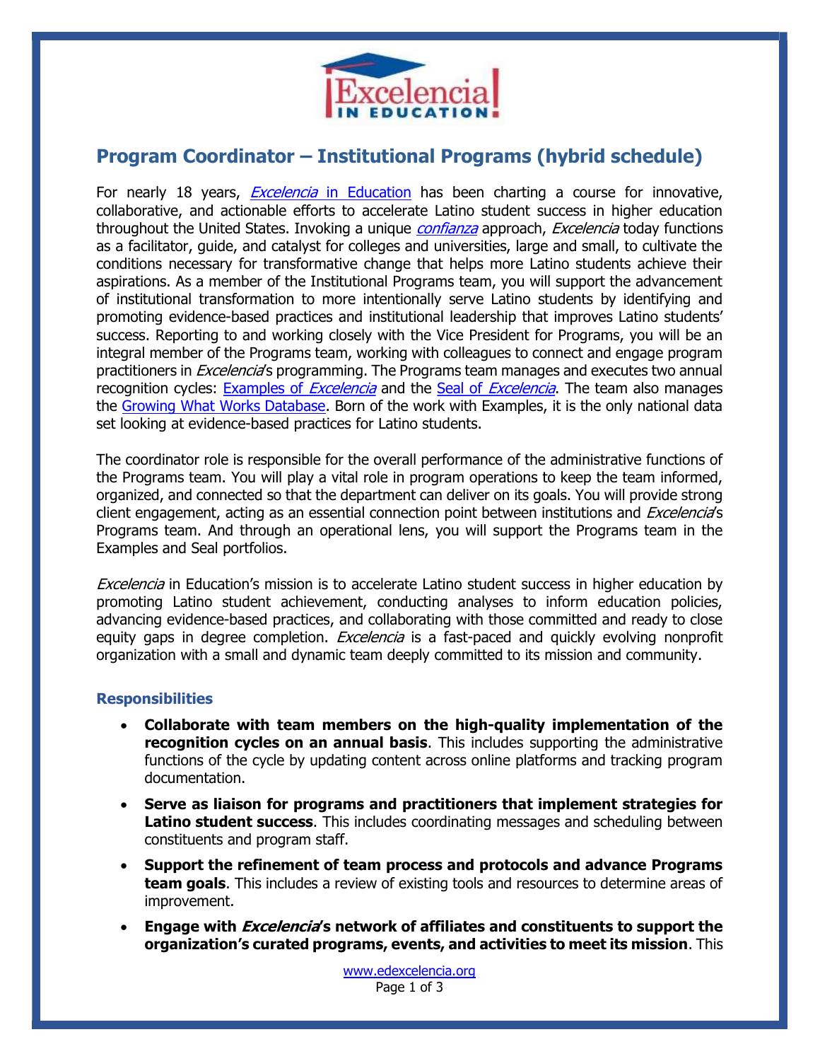# Program Coordinator – Institutional Programs (hybrid schedule)

For nearly 18 years, *Excelencia* in Education has been charting a course for innovative, collaborative, and actionable efforts to accelerate Latino student success in higher education throughout the United States. Invoking a unique *confianza* approach, *Excelencia* today functions as a facilitator, guide, and catalyst for colleges and universities, large and small, to cultivate the conditions necessary for transformative change that helps more Latino students achieve their aspirations. As a member of the Institutional Programs team, you will support the advancement of institutional transformation to more intentionally serve Latino students by identifying and promoting evidence-based practices and institutional leadership that improves Latino students' success. Reporting to and working closely with the Vice President for Programs, you will be an integral member of the Programs team, working with colleagues to connect and engage program practitioners in *Excelencia*'s programming. The Programs team manages and executes two annual recognition cycles: Examples of *Excelencia* and the Seal of *Excelencia*. The team also manages the Growing What Works Database. Born of the work with Examples, it is the only national data set looking at evidence-based practices for Latino students.

The coordinator role is responsible for the overall performance of the administrative functions of the Programs team. You will play a vital role in program operations to keep the team informed, organized, and connected so that the department can deliver on its goals. You will provide strong client engagement, acting as an essential connection point between institutions and *Excelencia*'s Programs team. And through an operational lens, you will support the Programs team in the Examples and Seal portfolios.

*Excelencia* in Education's mission is to accelerate Latino student success in higher education by promoting Latino student achievement, conducting analyses to inform education policies, advancing evidence-based practices, and collaborating with those committed and ready to close equity gaps in degree completion. *Excelencia* is a fast-paced and quickly evolving nonprofit organization with a small and dynamic team deeply committed to its mission and community.

### Responsibilities

- **Collaborate with team members on the high-quality implementation of the recognition cycles on an annual basis**. This includes supporting the administrative functions of the cycle by updating content across online platforms and tracking program documentation.
- **Serve as liaison for programs and practitioners that implement strategies for Latino student success**. This includes coordinating messages and scheduling between constituents and program staff.
- **Support the refinement of team process and protocols and advance Programs team goals**. This includes a review of existing tools and resources to determine areas of improvement.
- **Engage with *Excelencia*'s network of affiliates and constituents to support the organization's curated programs, events, and activities to meet its mission**. This

www.edexcelencia.org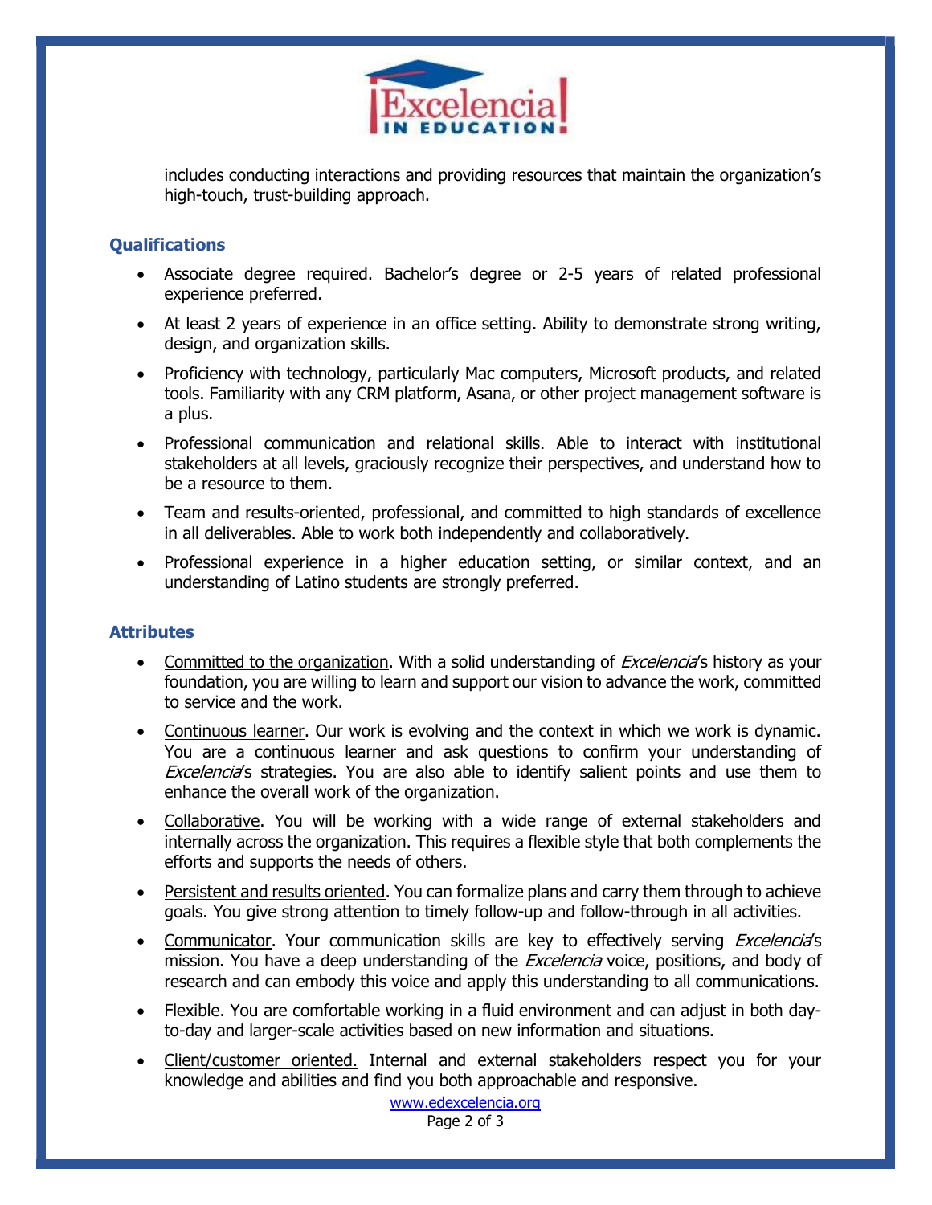includes conducting interactions and providing resources that maintain the organization's high-touch, trust-building approach.

### Qualifications

- Associate degree required. Bachelor's degree or 2-5 years of related professional experience preferred.
- At least 2 years of experience in an office setting. Ability to demonstrate strong writing, design, and organization skills.
- Proficiency with technology, particularly Mac computers, Microsoft products, and related tools. Familiarity with any CRM platform, Asana, or other project management software is a plus.
- Professional communication and relational skills. Able to interact with institutional stakeholders at all levels, graciously recognize their perspectives, and understand how to be a resource to them.
- Team and results-oriented, professional, and committed to high standards of excellence in all deliverables. Able to work both independently and collaboratively.
- Professional experience in a higher education setting, or similar context, and an understanding of Latino students are strongly preferred.

### Attributes

- Committed to the organization. With a solid understanding of *Excelencia*'s history as your foundation, you are willing to learn and support our vision to advance the work, committed to service and the work.
- Continuous learner. Our work is evolving and the context in which we work is dynamic. You are a continuous learner and ask questions to confirm your understanding of *Excelencia*'s strategies. You are also able to identify salient points and use them to enhance the overall work of the organization.
- Collaborative. You will be working with a wide range of external stakeholders and internally across the organization. This requires a flexible style that both complements the efforts and supports the needs of others.
- Persistent and results oriented. You can formalize plans and carry them through to achieve goals. You give strong attention to timely follow-up and follow-through in all activities.
- Communicator. Your communication skills are key to effectively serving *Excelencia*'s mission. You have a deep understanding of the *Excelencia* voice, positions, and body of research and can embody this voice and apply this understanding to all communications.
- Flexible. You are comfortable working in a fluid environment and can adjust in both day-to-day and larger-scale activities based on new information and situations.
- Client/customer oriented. Internal and external stakeholders respect you for your knowledge and abilities and find you both approachable and responsive.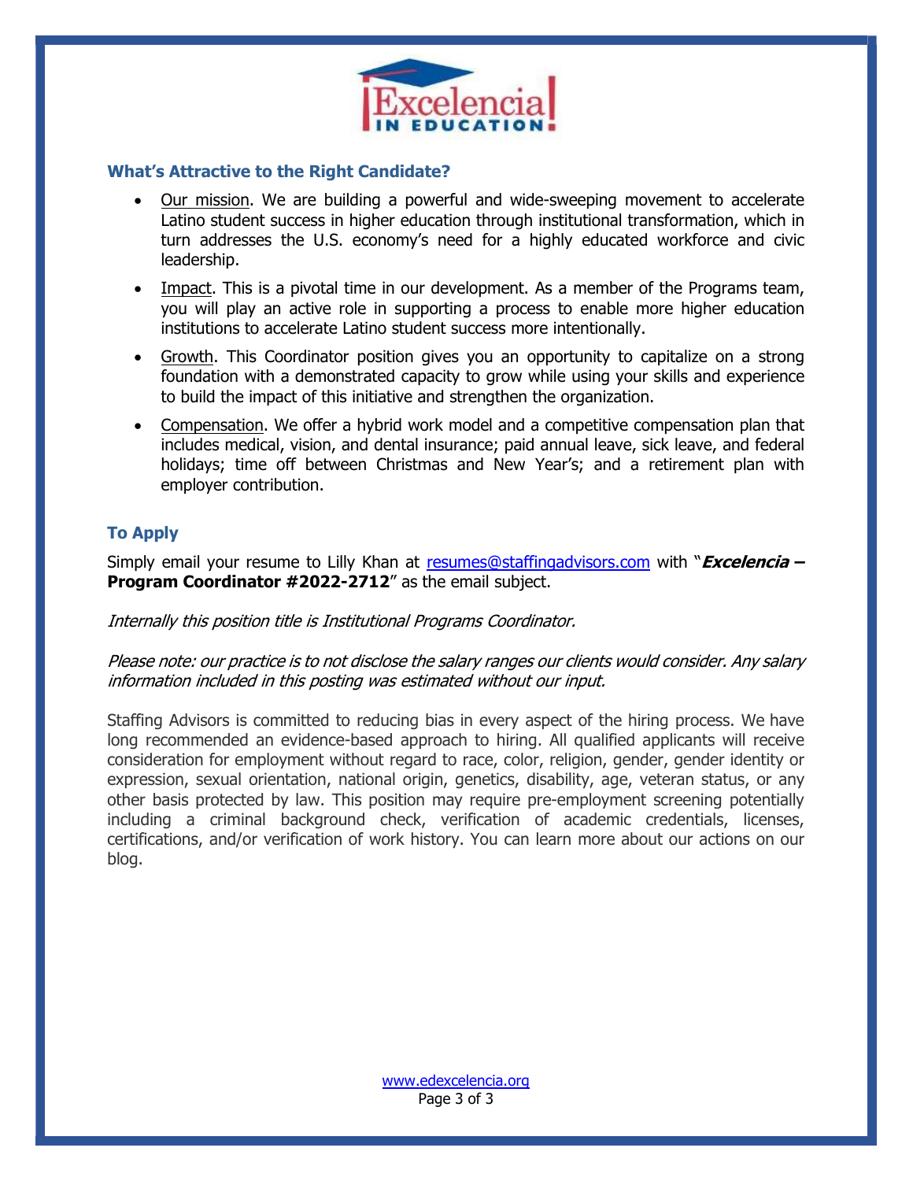### What's Attractive to the Right Candidate?

- Our mission. We are building a powerful and wide-sweeping movement to accelerate Latino student success in higher education through institutional transformation, which in turn addresses the U.S. economy's need for a highly educated workforce and civic leadership.
- Impact. This is a pivotal time in our development. As a member of the Programs team, you will play an active role in supporting a process to enable more higher education institutions to accelerate Latino student success more intentionally.
- Growth. This Coordinator position gives you an opportunity to capitalize on a strong foundation with a demonstrated capacity to grow while using your skills and experience to build the impact of this initiative and strengthen the organization.
- Compensation. We offer a hybrid work model and a competitive compensation plan that includes medical, vision, and dental insurance; paid annual leave, sick leave, and federal holidays; time off between Christmas and New Year's; and a retirement plan with employer contribution.

### To Apply

Simply email your resume to Lilly Khan at resumes@staffingadvisors.com with "***Excelencia* – Program Coordinator #2022-2712**" as the email subject.

*Internally this position title is Institutional Programs Coordinator.*

*Please note: our practice is to not disclose the salary ranges our clients would consider. Any salary information included in this posting was estimated without our input.*

Staffing Advisors is committed to reducing bias in every aspect of the hiring process. We have long recommended an evidence-based approach to hiring. All qualified applicants will receive consideration for employment without regard to race, color, religion, gender, gender identity or expression, sexual orientation, national origin, genetics, disability, age, veteran status, or any other basis protected by law. This position may require pre-employment screening potentially including a criminal background check, verification of academic credentials, licenses, certifications, and/or verification of work history. You can learn more about our actions on our blog.